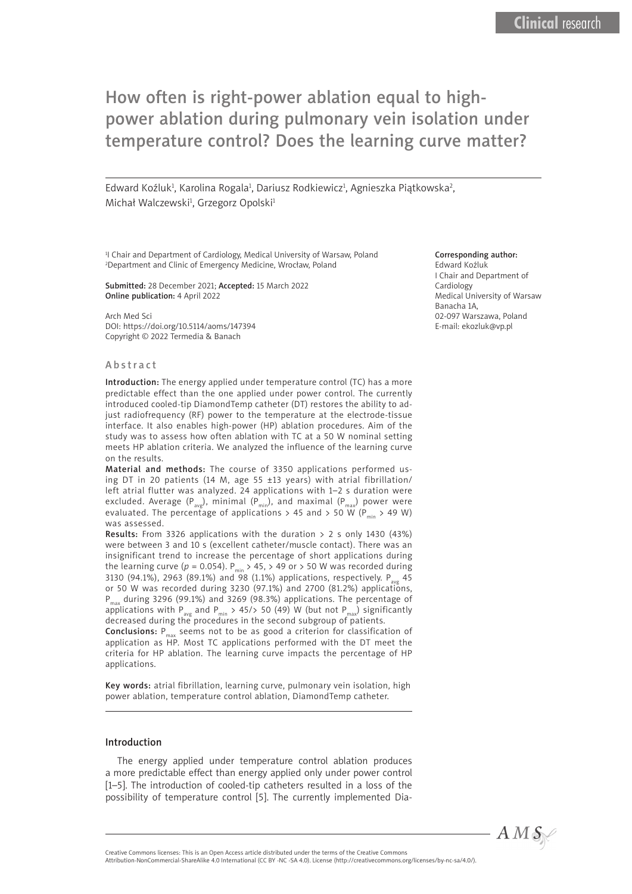# How often is right-power ablation equal to high-power ablation during pulmonary vein isolation under temperature control? Does the learning curve matter?

Edward Koźluk[1], Karolina Rogala[1], Dariusz Rodkiewicz[1], Agnieszka Piątkowska[2], Michał Walczewski[1], Grzegorz Opolski[1]

[1]I Chair and Department of Cardiology, Medical University of Warsaw, Poland
[2]Department and Clinic of Emergency Medicine, Wrocław, Poland

**Submitted:** 28 December 2021; **Accepted:** 15 March 2022
**Online publication:** 4 April 2022

Arch Med Sci
DOI: https://doi.org/10.5114/aoms/147394
Copyright © 2022 Termedia & Banach

**Corresponding author:**
Edward Koźluk
I Chair and Department of Cardiology
Medical University of Warsaw
Banacha 1A,
02-097 Warszawa, Poland
E-mail: ekozluk@vp.pl

## Abstract

**Introduction:** The energy applied under temperature control (TC) has a more predictable effect than the one applied under power control. The currently introduced cooled-tip DiamondTemp catheter (DT) restores the ability to adjust radiofrequency (RF) power to the temperature at the electrode-tissue interface. It also enables high-power (HP) ablation procedures. Aim of the study was to assess how often ablation with TC at a 50 W nominal setting meets HP ablation criteria. We analyzed the influence of the learning curve on the results.

**Material and methods:** The course of 3350 applications performed using DT in 20 patients (14 M, age 55 ±13 years) with atrial fibrillation/left atrial flutter was analyzed. 24 applications with 1–2 s duration were excluded. Average ($P_{avg}$), minimal ($P_{min}$), and maximal ($P_{max}$) power were evaluated. The percentage of applications > 45 and > 50 W ($P_{min}$ > 49 W) was assessed.

**Results:** From 3326 applications with the duration > 2 s only 1430 (43%) were between 3 and 10 s (excellent catheter/muscle contact). There was an insignificant trend to increase the percentage of short applications during the learning curve ($p$ = 0.054). $P_{min}$ > 45, > 49 or > 50 W was recorded during 3130 (94.1%), 2963 (89.1%) and 98 (1.1%) applications, respectively. $P_{avg}$ 45 or 50 W was recorded during 3230 (97.1%) and 2700 (81.2%) applications, $P_{max}$ during 3296 (99.1%) and 3269 (98.3%) applications. The percentage of applications with $P_{avg}$ and $P_{min}$ > 45/> 50 (49) W (but not $P_{max}$) significantly decreased during the procedures in the second subgroup of patients.

**Conclusions:** $P_{max}$ seems not to be as good a criterion for classification of application as HP. Most TC applications performed with the DT meet the criteria for HP ablation. The learning curve impacts the percentage of HP applications.

**Key words:** atrial fibrillation, learning curve, pulmonary vein isolation, high power ablation, temperature control ablation, DiamondTemp catheter.

## Introduction

The energy applied under temperature control ablation produces a more predictable effect than energy applied only under power control [1–5]. The introduction of cooled-tip catheters resulted in a loss of the possibility of temperature control [5]. The currently implemented Dia-

Creative Commons licenses: This is an Open Access article distributed under the terms of the Creative Commons Attribution-NonCommercial-ShareAlike 4.0 International (CC BY -NC -SA 4.0). License (http://creativecommons.org/licenses/by-nc-sa/4.0/).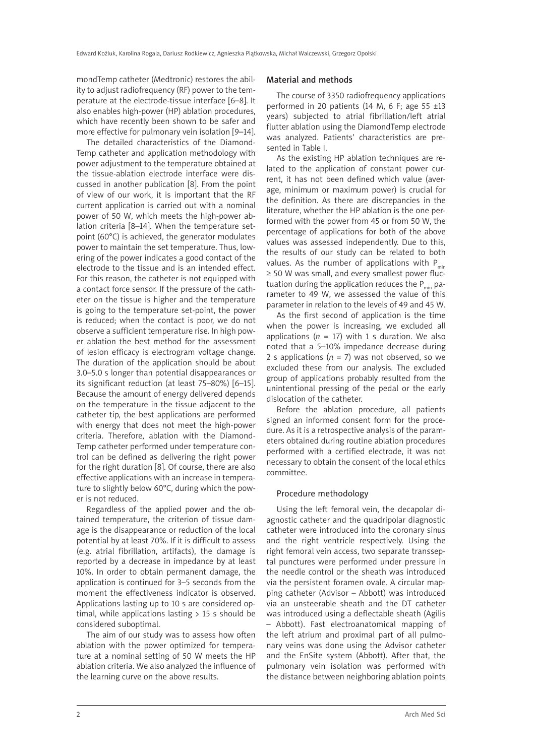mondTemp catheter (Medtronic) restores the ability to adjust radiofrequency (RF) power to the temperature at the electrode-tissue interface [6–8]. It also enables high-power (HP) ablation procedures, which have recently been shown to be safer and more effective for pulmonary vein isolation [9–14].

The detailed characteristics of the DiamondTemp catheter and application methodology with power adjustment to the temperature obtained at the tissue-ablation electrode interface were discussed in another publication [8]. From the point of view of our work, it is important that the RF current application is carried out with a nominal power of 50 W, which meets the high-power ablation criteria [8–14]. When the temperature setpoint (60°C) is achieved, the generator modulates power to maintain the set temperature. Thus, lowering of the power indicates a good contact of the electrode to the tissue and is an intended effect. For this reason, the catheter is not equipped with a contact force sensor. If the pressure of the catheter on the tissue is higher and the temperature is going to the temperature set-point, the power is reduced; when the contact is poor, we do not observe a sufficient temperature rise. In high power ablation the best method for the assessment of lesion efficacy is electrogram voltage change. The duration of the application should be about 3.0–5.0 s longer than potential disappearances or its significant reduction (at least 75–80%) [6–15]. Because the amount of energy delivered depends on the temperature in the tissue adjacent to the catheter tip, the best applications are performed with energy that does not meet the high-power criteria. Therefore, ablation with the DiamondTemp catheter performed under temperature control can be defined as delivering the right power for the right duration [8]. Of course, there are also effective applications with an increase in temperature to slightly below 60°C, during which the power is not reduced.

Regardless of the applied power and the obtained temperature, the criterion of tissue damage is the disappearance or reduction of the local potential by at least 70%. If it is difficult to assess (e.g. atrial fibrillation, artifacts), the damage is reported by a decrease in impedance by at least 10%. In order to obtain permanent damage, the application is continued for 3–5 seconds from the moment the effectiveness indicator is observed. Applications lasting up to 10 s are considered optimal, while applications lasting > 15 s should be considered suboptimal.

The aim of our study was to assess how often ablation with the power optimized for temperature at a nominal setting of 50 W meets the HP ablation criteria. We also analyzed the influence of the learning curve on the above results.

## Material and methods

The course of 3350 radiofrequency applications performed in 20 patients (14 M, 6 F; age 55 ±13 years) subjected to atrial fibrillation/left atrial flutter ablation using the DiamondTemp electrode was analyzed. Patients' characteristics are presented in Table I.

As the existing HP ablation techniques are related to the application of constant power current, it has not been defined which value (average, minimum or maximum power) is crucial for the definition. As there are discrepancies in the literature, whether the HP ablation is the one performed with the power from 45 or from 50 W, the percentage of applications for both of the above values was assessed independently. Due to this, the results of our study can be related to both values. As the number of applications with $P_{min}$ ≥ 50 W was small, and every smallest power fluctuation during the application reduces the $P_{min}$ parameter to 49 W, we assessed the value of this parameter in relation to the levels of 49 and 45 W.

As the first second of application is the time when the power is increasing, we excluded all applications (*n* = 17) with 1 s duration. We also noted that a 5–10% impedance decrease during 2 s applications (*n* = 7) was not observed, so we excluded these from our analysis. The excluded group of applications probably resulted from the unintentional pressing of the pedal or the early dislocation of the catheter.

Before the ablation procedure, all patients signed an informed consent form for the procedure. As it is a retrospective analysis of the parameters obtained during routine ablation procedures performed with a certified electrode, it was not necessary to obtain the consent of the local ethics committee.

### Procedure methodology

Using the left femoral vein, the decapolar diagnostic catheter and the quadripolar diagnostic catheter were introduced into the coronary sinus and the right ventricle respectively. Using the right femoral vein access, two separate transseptal punctures were performed under pressure in the needle control or the sheath was introduced via the persistent foramen ovale. A circular mapping catheter (Advisor – Abbott) was introduced via an unsteerable sheath and the DT catheter was introduced using a deflectable sheath (Agilis – Abbott). Fast electroanatomical mapping of the left atrium and proximal part of all pulmonary veins was done using the Advisor catheter and the EnSite system (Abbott). After that, the pulmonary vein isolation was performed with the distance between neighboring ablation points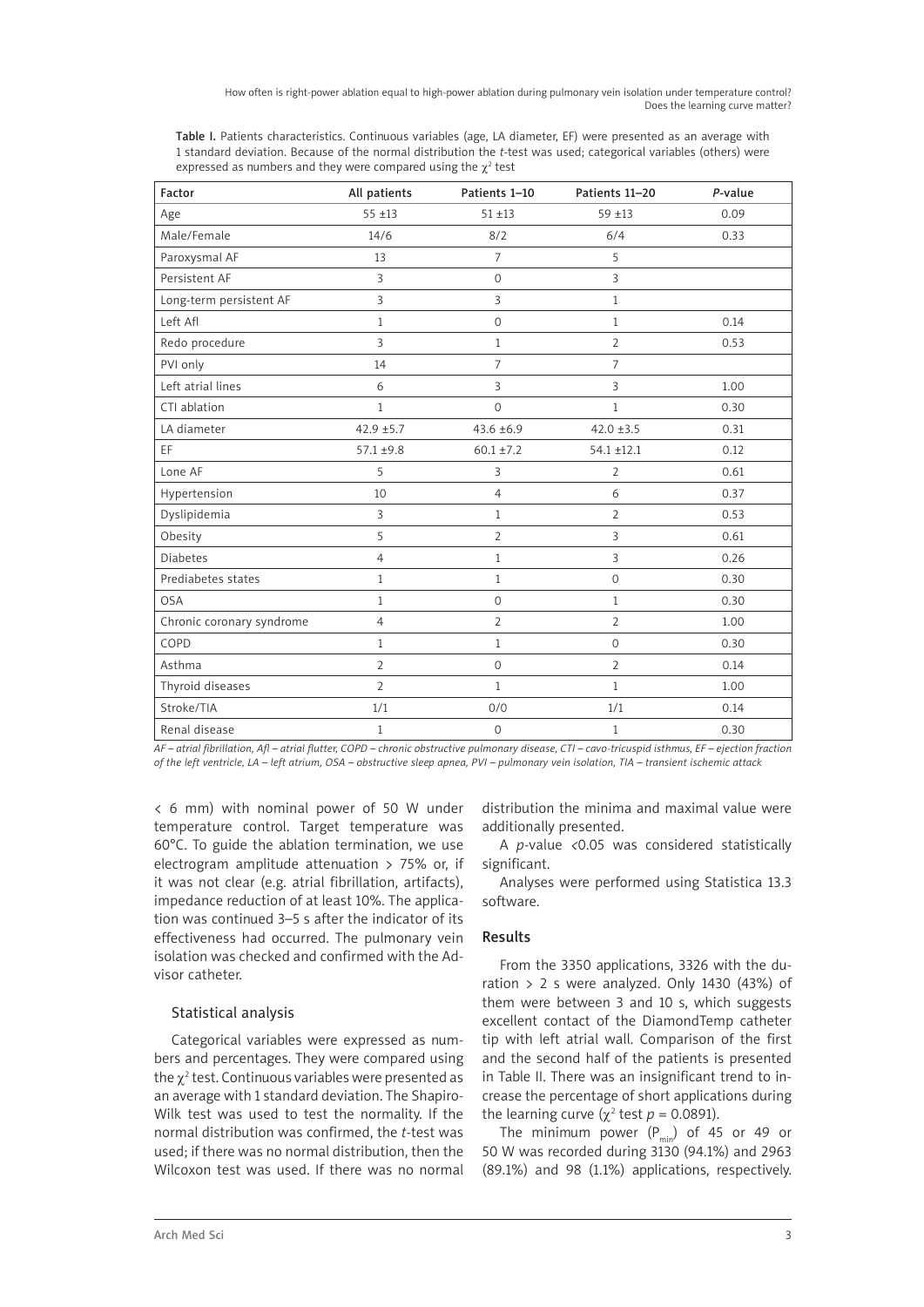Table I. Patients characteristics. Continuous variables (age, LA diameter, EF) were presented as an average with 1 standard deviation. Because of the normal distribution the *t*-test was used; categorical variables (others) were expressed as numbers and they were compared using the $\chi^2$ test

| Factor | All patients | Patients 1–10 | Patients 11–20 | *P*-value |
|---|---|---|---|---|
| Age | 55 ±13 | 51 ±13 | 59 ±13 | 0.09 |
| Male/Female | 14/6 | 8/2 | 6/4 | 0.33 |
| Paroxysmal AF | 13 | 7 | 5 | |
| Persistent AF | 3 | 0 | 3 | |
| Long-term persistent AF | 3 | 3 | 1 | |
| Left Afl | 1 | 0 | 1 | 0.14 |
| Redo procedure | 3 | 1 | 2 | 0.53 |
| PVI only | 14 | 7 | 7 | |
| Left atrial lines | 6 | 3 | 3 | 1.00 |
| CTI ablation | 1 | 0 | 1 | 0.30 |
| LA diameter | 42.9 ±5.7 | 43.6 ±6.9 | 42.0 ±3.5 | 0.31 |
| EF | 57.1 ±9.8 | 60.1 ±7.2 | 54.1 ±12.1 | 0.12 |
| Lone AF | 5 | 3 | 2 | 0.61 |
| Hypertension | 10 | 4 | 6 | 0.37 |
| Dyslipidemia | 3 | 1 | 2 | 0.53 |
| Obesity | 5 | 2 | 3 | 0.61 |
| Diabetes | 4 | 1 | 3 | 0.26 |
| Prediabetes states | 1 | 1 | 0 | 0.30 |
| OSA | 1 | 0 | 1 | 0.30 |
| Chronic coronary syndrome | 4 | 2 | 2 | 1.00 |
| COPD | 1 | 1 | 0 | 0.30 |
| Asthma | 2 | 0 | 2 | 0.14 |
| Thyroid diseases | 2 | 1 | 1 | 1.00 |
| Stroke/TIA | 1/1 | 0/0 | 1/1 | 0.14 |
| Renal disease | 1 | 0 | 1 | 0.30 |

*AF – atrial fibrillation, Afl – atrial flutter, COPD – chronic obstructive pulmonary disease, CTI – cavo-tricuspid isthmus, EF – ejection fraction of the left ventricle, LA – left atrium, OSA – obstructive sleep apnea, PVI – pulmonary vein isolation, TIA – transient ischemic attack*

< 6 mm) with nominal power of 50 W under temperature control. Target temperature was 60°C. To guide the ablation termination, we use electrogram amplitude attenuation > 75% or, if it was not clear (e.g. atrial fibrillation, artifacts), impedance reduction of at least 10%. The application was continued 3–5 s after the indicator of its effectiveness had occurred. The pulmonary vein isolation was checked and confirmed with the Advisor catheter.

### Statistical analysis

Categorical variables were expressed as numbers and percentages. They were compared using the $\chi^2$ test. Continuous variables were presented as an average with 1 standard deviation. The Shapiro-Wilk test was used to test the normality. If the normal distribution was confirmed, the *t*-test was used; if there was no normal distribution, then the Wilcoxon test was used. If there was no normal distribution the minima and maximal value were additionally presented.

A *p*-value <0.05 was considered statistically significant.

Analyses were performed using Statistica 13.3 software.

## Results

From the 3350 applications, 3326 with the duration > 2 s were analyzed. Only 1430 (43%) of them were between 3 and 10 s, which suggests excellent contact of the DiamondTemp catheter tip with left atrial wall. Comparison of the first and the second half of the patients is presented in Table II. There was an insignificant trend to increase the percentage of short applications during the learning curve ($\chi^2$ test $p = 0.0891$).

The minimum power ($P_{min}$) of 45 or 49 or 50 W was recorded during 3130 (94.1%) and 2963 (89.1%) and 98 (1.1%) applications, respectively.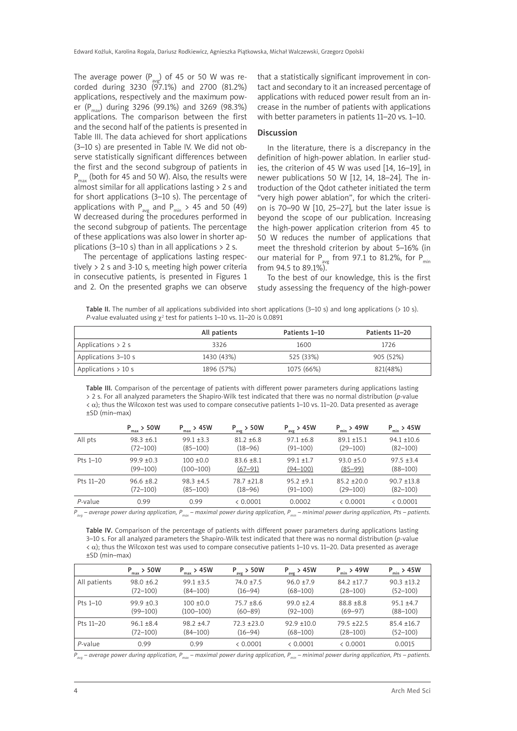The average power ($P_{avg}$) of 45 or 50 W was recorded during 3230 (97.1%) and 2700 (81.2%) applications, respectively and the maximum power ($P_{max}$) during 3296 (99.1%) and 3269 (98.3%) applications. The comparison between the first and the second half of the patients is presented in Table III. The data achieved for short applications (3–10 s) are presented in Table IV. We did not observe statistically significant differences between the first and the second subgroup of patients in $P_{max}$ (both for 45 and 50 W). Also, the results were almost similar for all applications lasting > 2 s and for short applications (3–10 s). The percentage of applications with $P_{avg}$ and $P_{min}$ > 45 and 50 (49) W decreased during the procedures performed in the second subgroup of patients. The percentage of these applications was also lower in shorter applications (3–10 s) than in all applications > 2 s.

The percentage of applications lasting respectively > 2 s and 3-10 s, meeting high power criteria in consecutive patients, is presented in Figures 1 and 2. On the presented graphs we can observe that a statistically significant improvement in contact and secondary to it an increased percentage of applications with reduced power result from an increase in the number of patients with applications with better parameters in patients 11–20 vs. 1–10.

## Discussion

In the literature, there is a discrepancy in the definition of high-power ablation. In earlier studies, the criterion of 45 W was used [14, 16–19], in newer publications 50 W [12, 14, 18–24]. The introduction of the Qdot catheter initiated the term "very high power ablation", for which the criterion is 70–90 W [10, 25–27], but the later issue is beyond the scope of our publication. Increasing the high-power application criterion from 45 to 50 W reduces the number of applications that meet the threshold criterion by about 5–16% (in our material for $P_{avg}$ from 97.1 to 81.2%, for $P_{min}$ from 94.5 to 89.1%).

To the best of our knowledge, this is the first study assessing the frequency of the high-power

**Table II.** The number of all applications subdivided into short applications (3–10 s) and long applications (> 10 s). *P*-value evaluated using $\chi^2$ test for patients 1–10 vs. 11–20 is 0.0891

| | All patients | Patients 1–10 | Patients 11–20 |
|---|---|---|---|
| Applications > 2 s | 3326 | 1600 | 1726 |
| Applications 3–10 s | 1430 (43%) | 525 (33%) | 905 (52%) |
| Applications > 10 s | 1896 (57%) | 1075 (66%) | 821(48%) |

**Table III.** Comparison of the percentage of patients with different power parameters during applications lasting > 2 s. For all analyzed parameters the Shapiro-Wilk test indicated that there was no normal distribution (*p*-value < α); thus the Wilcoxon test was used to compare consecutive patients 1–10 vs. 11–20. Data presented as average ±SD (min–max)

| | $P_{max}$ > 50W | $P_{max}$ > 45W | $P_{avg}$ > 50W | $P_{avg}$ > 45W | $P_{min}$ > 49W | $P_{min}$ > 45W |
|---|---|---|---|---|---|---|
| All pts | 98.3 ±6.1 (72–100) | 99.1 ±3.3 (85–100) | 81.2 ±6.8 (18–96) | 97.1 ±6.8 (91–100) | 89.1 ±15.1 (29–100) | 94.1 ±10.6 (82–100) |
| Pts 1–10 | 99.9 ±0.3 (99–100) | 100 ±0.0 (100–100) | 83.6 ±8.1 (67–91) | 99.1 ±1.7 (94–100) | 93.0 ±5.0 (85–99) | 97.5 ±3.4 (88–100) |
| Pts 11–20 | 96.6 ±8.2 (72–100) | 98.3 ±4.5 (85–100) | 78.7 ±21.8 (18–96) | 95.2 ±9.1 (91–100) | 85.2 ±20.0 (29–100) | 90.7 ±13.8 (82–100) |
| *P*-value | 0.99 | 0.99 | < 0.0001 | 0.0002 | < 0.0001 | < 0.0001 |

*$P_{avg}$ – average power during application, $P_{max}$ – maximal power during application, $P_{min}$ – minimal power during application, Pts – patients.*

**Table IV.** Comparison of the percentage of patients with different power parameters during applications lasting 3–10 s. For all analyzed parameters the Shapiro-Wilk test indicated that there was no normal distribution (*p*-value < α); thus the Wilcoxon test was used to compare consecutive patients 1–10 vs. 11–20. Data presented as average ±SD (min–max)

| | $P_{max}$ > 50W | $P_{max}$ > 45W | $P_{avg}$ > 50W | $P_{avg}$ > 45W | $P_{min}$ > 49W | $P_{min}$ > 45W |
|---|---|---|---|---|---|---|
| All patients | 98.0 ±6.2 (72–100) | 99.1 ±3.5 (84–100) | 74.0 ±7.5 (16–94) | 96.0 ±7.9 (68–100) | 84.2 ±17.7 (28–100) | 90.3 ±13.2 (52–100) |
| Pts 1–10 | 99.9 ±0.3 (99–100) | 100 ±0.0 (100–100) | 75.7 ±8.6 (60–89) | 99.0 ±2.4 (92–100) | 88.8 ±8.8 (69–97) | 95.1 ±4.7 (88–100) |
| Pts 11–20 | 96.1 ±8.4 (72–100) | 98.2 ±4.7 (84–100) | 72.3 ±23.0 (16–94) | 92.9 ±10.0 (68–100) | 79.5 ±22.5 (28–100) | 85.4 ±16.7 (52–100) |
| *P*-value | 0.99 | 0.99 | < 0.0001 | < 0.0001 | < 0.0001 | 0.0015 |

*$P_{avg}$ – average power during application, $P_{max}$ – maximal power during application, $P_{min}$ – minimal power during application, Pts – patients.*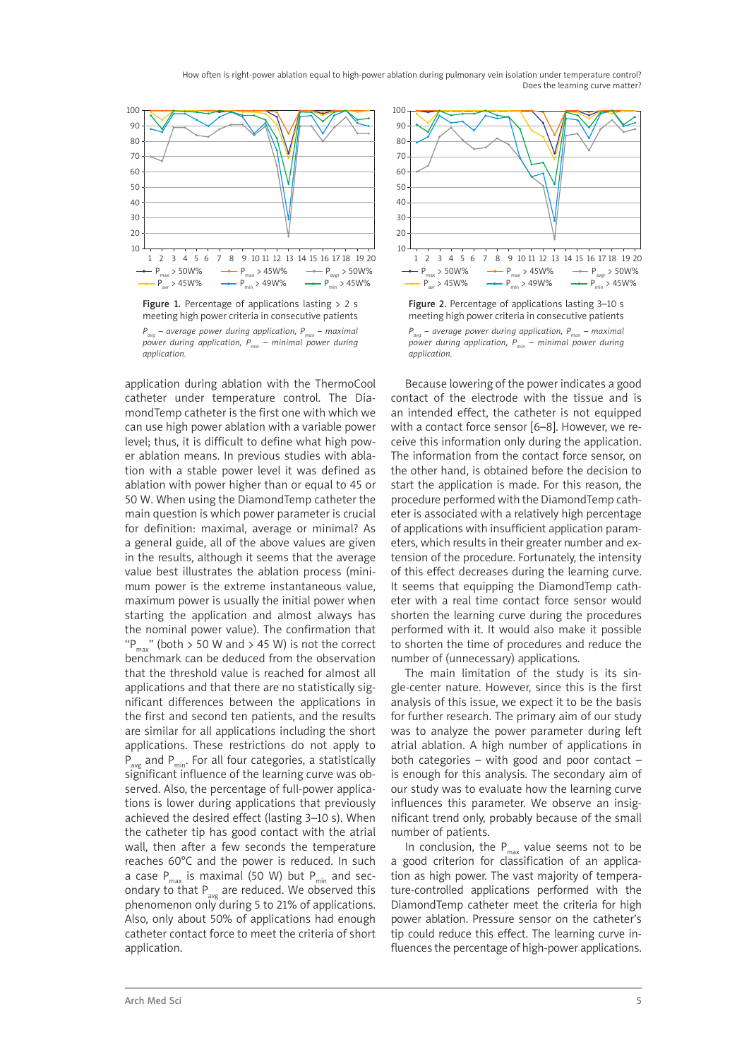100
90
80
70
60
50
40
30
20
10

1 2 3 4 5 6 7 8 9 10 11 12 13 14 15 16 17 18 19 20

$P_{max}$ > 50W% — $P_{max}$ > 45W% — $P_{avgr}$ > 50W%
$P_{avr}$ > 45W% — $P_{min}$ > 49W% — $P_{min}$ > 45W%

**Figure 1.** Percentage of applications lasting > 2 s meeting high power criteria in consecutive patients

*$P_{avg}$ – average power during application, $P_{max}$ – maximal power during application, $P_{min}$ – minimal power during application.*

100
90
80
70
60
50
40
30
20
10

1 2 3 4 5 6 7 8 9 10 11 12 13 14 15 16 17 18 19 20

$P_{max}$ > 50W% — $P_{max}$ > 45W% — $P_{avgr}$ > 50W%
$P_{avr}$ > 45W% — $P_{min}$ > 49W% — $P_{min}$ > 45W%

**Figure 2.** Percentage of applications lasting 3–10 s meeting high power criteria in consecutive patients

*$P_{avg}$ – average power during application, $P_{max}$ – maximal power during application, $P_{min}$ – minimal power during application.*

application during ablation with the ThermoCool catheter under temperature control. The DiamondTemp catheter is the first one with which we can use high power ablation with a variable power level; thus, it is difficult to define what high power ablation means. In previous studies with ablation with a stable power level it was defined as ablation with power higher than or equal to 45 or 50 W. When using the DiamondTemp catheter the main question is which power parameter is crucial for definition: maximal, average or minimal? As a general guide, all of the above values are given in the results, although it seems that the average value best illustrates the ablation process (minimum power is the extreme instantaneous value, maximum power is usually the initial power when starting the application and almost always has the nominal power value). The confirmation that "$P_{max}$" (both > 50 W and > 45 W) is not the correct benchmark can be deduced from the observation that the threshold value is reached for almost all applications and that there are no statistically significant differences between the applications in the first and second ten patients, and the results are similar for all applications including the short applications. These restrictions do not apply to $P_{avg}$ and $P_{min}$. For all four categories, a statistically significant influence of the learning curve was observed. Also, the percentage of full-power applications is lower during applications that previously achieved the desired effect (lasting 3–10 s). When the catheter tip has good contact with the atrial wall, then after a few seconds the temperature reaches 60°C and the power is reduced. In such a case $P_{max}$ is maximal (50 W) but $P_{min}$ and secondary to that $P_{avg}$ are reduced. We observed this phenomenon only during 5 to 21% of applications. Also, only about 50% of applications had enough catheter contact force to meet the criteria of short application.

Because lowering of the power indicates a good contact of the electrode with the tissue and is an intended effect, the catheter is not equipped with a contact force sensor [6–8]. However, we receive this information only during the application. The information from the contact force sensor, on the other hand, is obtained before the decision to start the application is made. For this reason, the procedure performed with the DiamondTemp catheter is associated with a relatively high percentage of applications with insufficient application parameters, which results in their greater number and extension of the procedure. Fortunately, the intensity of this effect decreases during the learning curve. It seems that equipping the DiamondTemp catheter with a real time contact force sensor would shorten the learning curve during the procedures performed with it. It would also make it possible to shorten the time of procedures and reduce the number of (unnecessary) applications.

The main limitation of the study is its single-center nature. However, since this is the first analysis of this issue, we expect it to be the basis for further research. The primary aim of our study was to analyze the power parameter during left atrial ablation. A high number of applications in both categories – with good and poor contact – is enough for this analysis. The secondary aim of our study was to evaluate how the learning curve influences this parameter. We observe an insignificant trend only, probably because of the small number of patients.

In conclusion, the $P_{max}$ value seems not to be a good criterion for classification of an application as high power. The vast majority of temperature-controlled applications performed with the DiamondTemp catheter meet the criteria for high power ablation. Pressure sensor on the catheter's tip could reduce this effect. The learning curve influences the percentage of high-power applications.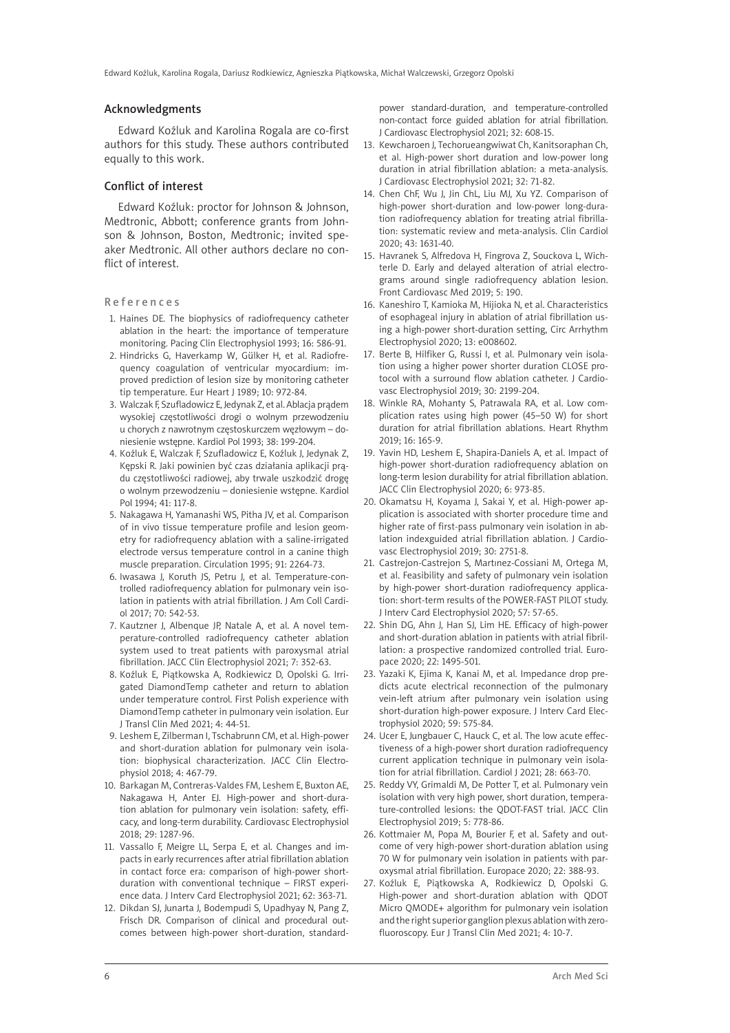## Acknowledgments

Edward Koźluk and Karolina Rogala are co-first authors for this study. These authors contributed equally to this work.

## Conflict of interest

Edward Koźluk: proctor for Johnson & Johnson, Medtronic, Abbott; conference grants from Johnson & Johnson, Boston, Medtronic; invited speaker Medtronic. All other authors declare no conflict of interest.

## References

1. Haines DE. The biophysics of radiofrequency catheter ablation in the heart: the importance of temperature monitoring. Pacing Clin Electrophysiol 1993; 16: 586-91.
2. Hindricks G, Haverkamp W, Gülker H, et al. Radiofrequency coagulation of ventricular myocardium: improved prediction of lesion size by monitoring catheter tip temperature. Eur Heart J 1989; 10: 972-84.
3. Walczak F, Szufladowicz E, Jedynak Z, et al. Ablacja prądem wysokiej częstotliwości drogi o wolnym przewodzeniu u chorych z nawrotnym częstoskurczem węzłowym – doniesienie wstępne. Kardiol Pol 1993; 38: 199-204.
4. Koźluk E, Walczak F, Szufladowicz E, Koźluk J, Jedynak Z, Kępski R. Jaki powinien być czas działania aplikacji prądu częstotliwości radiowej, aby trwale uszkodzić drogę o wolnym przewodzeniu – doniesienie wstępne. Kardiol Pol 1994; 41: 117-8.
5. Nakagawa H, Yamanashi WS, Pitha JV, et al. Comparison of in vivo tissue temperature profile and lesion geometry for radiofrequency ablation with a saline-irrigated electrode versus temperature control in a canine thigh muscle preparation. Circulation 1995; 91: 2264-73.
6. Iwasawa J, Koruth JS, Petru J, et al. Temperature-controlled radiofrequency ablation for pulmonary vein isolation in patients with atrial fibrillation. J Am Coll Cardiol 2017; 70: 542-53.
7. Kautzner J, Albenque JP, Natale A, et al. A novel temperature-controlled radiofrequency catheter ablation system used to treat patients with paroxysmal atrial fibrillation. JACC Clin Electrophysiol 2021; 7: 352-63.
8. Koźluk E, Piątkowska A, Rodkiewicz D, Opolski G. Irrigated DiamondTemp catheter and return to ablation under temperature control. First Polish experience with DiamondTemp catheter in pulmonary vein isolation. Eur J Transl Clin Med 2021; 4: 44-51.
9. Leshem E, Zilberman I, Tschabrunn CM, et al. High-power and short-duration ablation for pulmonary vein isolation: biophysical characterization. JACC Clin Electrophysiol 2018; 4: 467-79.
10. Barkagan M, Contreras-Valdes FM, Leshem E, Buxton AE, Nakagawa H, Anter EJ. High-power and short-duration ablation for pulmonary vein isolation: safety, efficacy, and long-term durability. Cardiovasc Electrophysiol 2018; 29: 1287-96.
11. Vassallo F, Meigre LL, Serpa E, et al. Changes and impacts in early recurrences after atrial fibrillation ablation in contact force era: comparison of high-power short-duration with conventional technique – FIRST experience data. J Interv Card Electrophysiol 2021; 62: 363-71.
12. Dikdan SJ, Junarta J, Bodempudi S, Upadhyay N, Pang Z, Frisch DR. Comparison of clinical and procedural outcomes between high-power short-duration, standard-power standard-duration, and temperature-controlled non-contact force guided ablation for atrial fibrillation. J Cardiovasc Electrophysiol 2021; 32: 608-15.
13. Kewcharoen J, Techorueangwiwat Ch, Kanitsoraphan Ch, et al. High-power short duration and low-power long duration in atrial fibrillation ablation: a meta-analysis. J Cardiovasc Electrophysiol 2021; 32: 71-82.
14. Chen ChF, Wu J, Jin ChL, Liu MJ, Xu YZ. Comparison of high-power short-duration and low-power long-duration radiofrequency ablation for treating atrial fibrillation: systematic review and meta-analysis. Clin Cardiol 2020; 43: 1631-40.
15. Havranek S, Alfredova H, Fingrova Z, Souckova L, Wichterle D. Early and delayed alteration of atrial electrograms around single radiofrequency ablation lesion. Front Cardiovasc Med 2019; 5: 190.
16. Kaneshiro T, Kamioka M, Hijioka N, et al. Characteristics of esophageal injury in ablation of atrial fibrillation using a high-power short-duration setting, Circ Arrhythm Electrophysiol 2020; 13: e008602.
17. Berte B, Hilfiker G, Russi I, et al. Pulmonary vein isolation using a higher power shorter duration CLOSE protocol with a surround flow ablation catheter. J Cardiovasc Electrophysiol 2019; 30: 2199-204.
18. Winkle RA, Mohanty S, Patrawala RA, et al. Low complication rates using high power (45–50 W) for short duration for atrial fibrillation ablations. Heart Rhythm 2019; 16: 165-9.
19. Yavin HD, Leshem E, Shapira-Daniels A, et al. Impact of high-power short-duration radiofrequency ablation on long-term lesion durability for atrial fibrillation ablation. JACC Clin Electrophysiol 2020; 6: 973-85.
20. Okamatsu H, Koyama J, Sakai Y, et al. High-power application is associated with shorter procedure time and higher rate of first-pass pulmonary vein isolation in ablation indexguided atrial fibrillation ablation. J Cardiovasc Electrophysiol 2019; 30: 2751-8.
21. Castrejon-Castrejon S, Martınez-Cossiani M, Ortega M, et al. Feasibility and safety of pulmonary vein isolation by high-power short-duration radiofrequency application: short-term results of the POWER-FAST PILOT study. J Interv Card Electrophysiol 2020; 57: 57-65.
22. Shin DG, Ahn J, Han SJ, Lim HE. Efficacy of high-power and short-duration ablation in patients with atrial fibrillation: a prospective randomized controlled trial. Europace 2020; 22: 1495-501.
23. Yazaki K, Ejima K, Kanai M, et al. Impedance drop predicts acute electrical reconnection of the pulmonary vein-left atrium after pulmonary vein isolation using short-duration high-power exposure. J Interv Card Electrophysiol 2020; 59: 575-84.
24. Ucer E, Jungbauer C, Hauck C, et al. The low acute effectiveness of a high-power short duration radiofrequency current application technique in pulmonary vein isolation for atrial fibrillation. Cardiol J 2021; 28: 663-70.
25. Reddy VY, Grimaldi M, De Potter T, et al. Pulmonary vein isolation with very high power, short duration, temperature-controlled lesions: the QDOT-FAST trial. JACC Clin Electrophysiol 2019; 5: 778-86.
26. Kottmaier M, Popa M, Bourier F, et al. Safety and outcome of very high-power short-duration ablation using 70 W for pulmonary vein isolation in patients with paroxysmal atrial fibrillation. Europace 2020; 22: 388-93.
27. Koźluk E, Piątkowska A, Rodkiewicz D, Opolski G. High-power and short-duration ablation with QDOT Micro QMODE+ algorithm for pulmonary vein isolation and the right superior ganglion plexus ablation with zero-fluoroscopy. Eur J Transl Clin Med 2021; 4: 10-7.